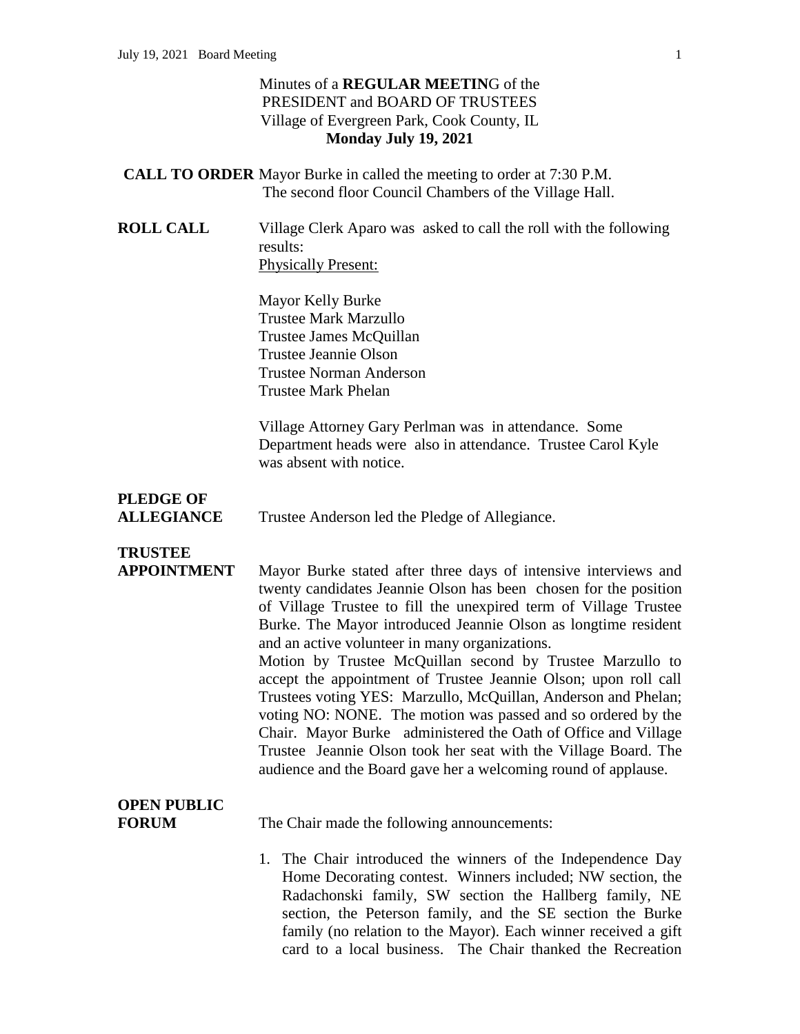Minutes of a **REGULAR MEETIN**G of the
PRESIDENT and BOARD OF TRUSTEES
Village of Evergreen Park, Cook County, IL
**Monday July 19, 2021**

**CALL TO ORDER** Mayor Burke in called the meeting to order at 7:30 P.M. The second floor Council Chambers of the Village Hall.

**ROLL CALL** Village Clerk Aparo was asked to call the roll with the following results:

Physically Present:

Mayor Kelly Burke
Trustee Mark Marzullo
Trustee James McQuillan
Trustee Jeannie Olson
Trustee Norman Anderson
Trustee Mark Phelan

Village Attorney Gary Perlman was in attendance. Some Department heads were also in attendance. Trustee Carol Kyle was absent with notice.

**PLEDGE OF ALLEGIANCE** Trustee Anderson led the Pledge of Allegiance.

**TRUSTEE APPOINTMENT** Mayor Burke stated after three days of intensive interviews and twenty candidates Jeannie Olson has been chosen for the position of Village Trustee to fill the unexpired term of Village Trustee Burke. The Mayor introduced Jeannie Olson as longtime resident and an active volunteer in many organizations.

Motion by Trustee McQuillan second by Trustee Marzullo to accept the appointment of Trustee Jeannie Olson; upon roll call Trustees voting YES: Marzullo, McQuillan, Anderson and Phelan; voting NO: NONE. The motion was passed and so ordered by the Chair. Mayor Burke administered the Oath of Office and Village Trustee Jeannie Olson took her seat with the Village Board. The audience and the Board gave her a welcoming round of applause.

**OPEN PUBLIC FORUM** The Chair made the following announcements:

1. The Chair introduced the winners of the Independence Day Home Decorating contest. Winners included; NW section, the Radachonski family, SW section the Hallberg family, NE section, the Peterson family, and the SE section the Burke family (no relation to the Mayor). Each winner received a gift card to a local business. The Chair thanked the Recreation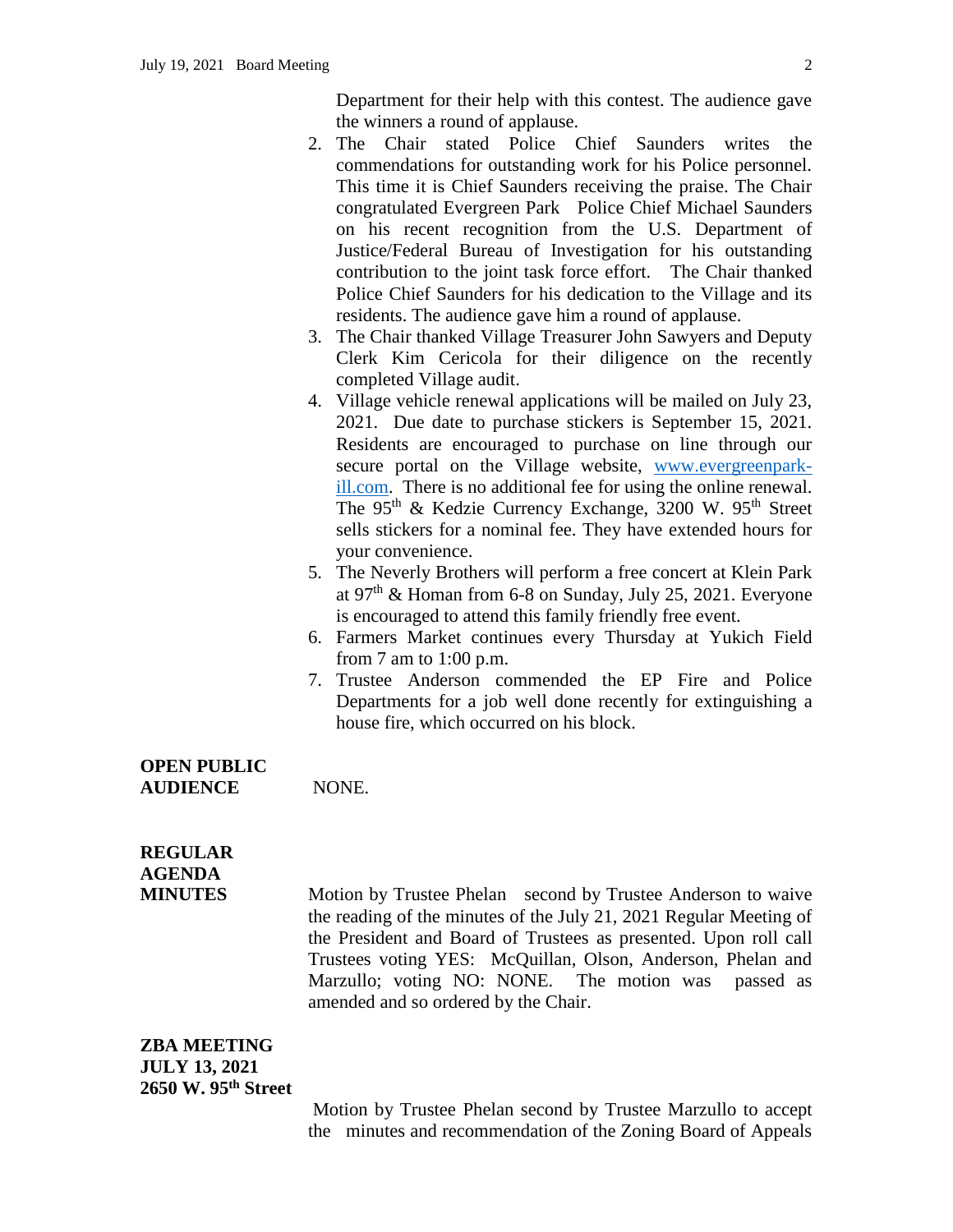Department for their help with this contest. The audience gave the winners a round of applause.

2. The Chair stated Police Chief Saunders writes the commendations for outstanding work for his Police personnel. This time it is Chief Saunders receiving the praise. The Chair congratulated Evergreen Park Police Chief Michael Saunders on his recent recognition from the U.S. Department of Justice/Federal Bureau of Investigation for his outstanding contribution to the joint task force effort. The Chair thanked Police Chief Saunders for his dedication to the Village and its residents. The audience gave him a round of applause.
3. The Chair thanked Village Treasurer John Sawyers and Deputy Clerk Kim Cericola for their diligence on the recently completed Village audit.
4. Village vehicle renewal applications will be mailed on July 23, 2021. Due date to purchase stickers is September 15, 2021. Residents are encouraged to purchase on line through our secure portal on the Village website, www.evergreenpark-ill.com. There is no additional fee for using the online renewal. The 95th & Kedzie Currency Exchange, 3200 W. 95th Street sells stickers for a nominal fee. They have extended hours for your convenience.
5. The Neverly Brothers will perform a free concert at Klein Park at 97th & Homan from 6-8 on Sunday, July 25, 2021. Everyone is encouraged to attend this family friendly free event.
6. Farmers Market continues every Thursday at Yukich Field from 7 am to 1:00 p.m.
7. Trustee Anderson commended the EP Fire and Police Departments for a job well done recently for extinguishing a house fire, which occurred on his block.

**OPEN PUBLIC AUDIENCE** NONE.

**REGULAR AGENDA**

**MINUTES** Motion by Trustee Phelan second by Trustee Anderson to waive the reading of the minutes of the July 21, 2021 Regular Meeting of the President and Board of Trustees as presented. Upon roll call Trustees voting YES: McQuillan, Olson, Anderson, Phelan and Marzullo; voting NO: NONE. The motion was passed as amended and so ordered by the Chair.

**ZBA MEETING**
**JULY 13, 2021**
**2650 W. 95th Street**

Motion by Trustee Phelan second by Trustee Marzullo to accept the minutes and recommendation of the Zoning Board of Appeals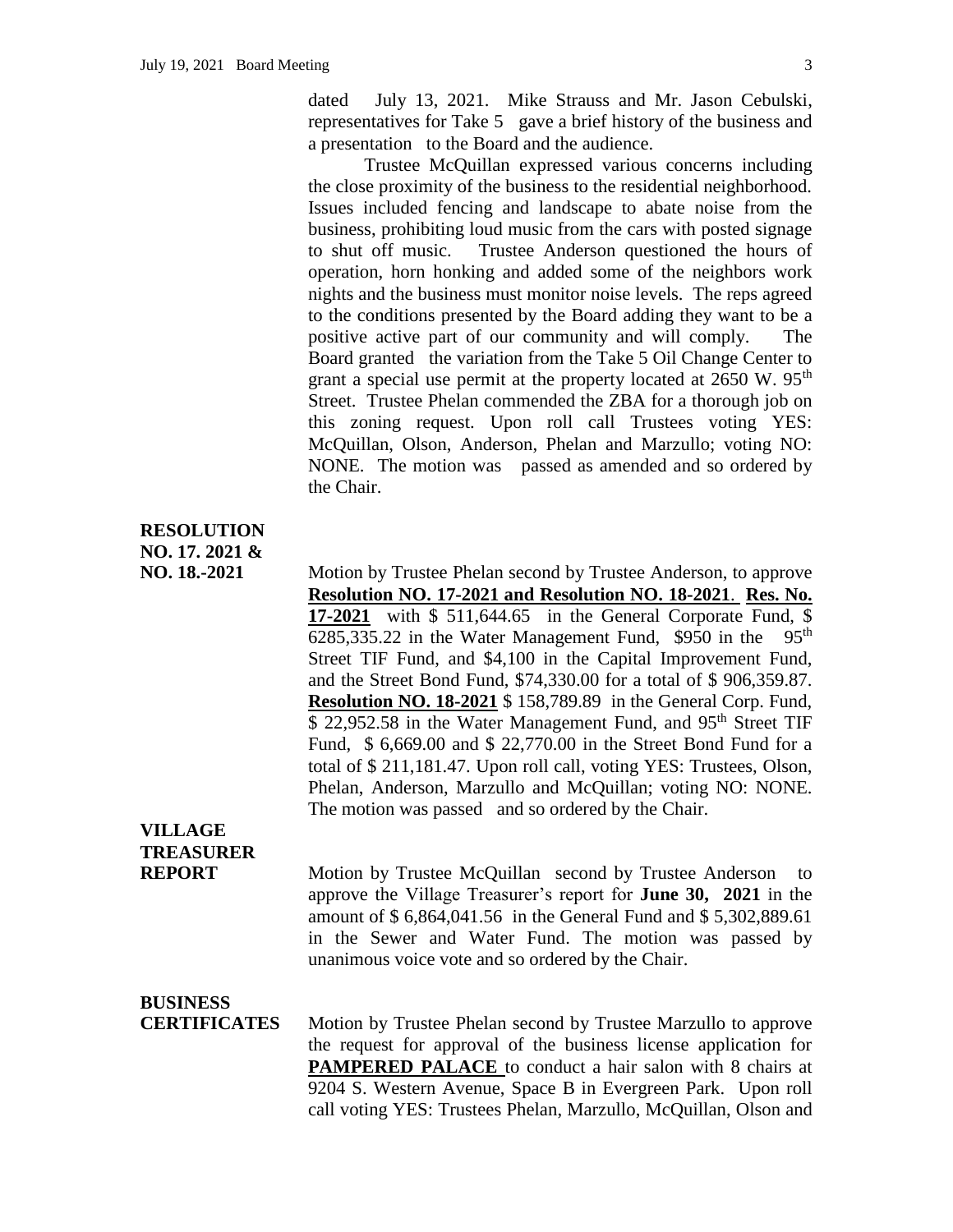dated July 13, 2021. Mike Strauss and Mr. Jason Cebulski, representatives for Take 5 gave a brief history of the business and a presentation to the Board and the audience.

Trustee McQuillan expressed various concerns including the close proximity of the business to the residential neighborhood. Issues included fencing and landscape to abate noise from the business, prohibiting loud music from the cars with posted signage to shut off music. Trustee Anderson questioned the hours of operation, horn honking and added some of the neighbors work nights and the business must monitor noise levels. The reps agreed to the conditions presented by the Board adding they want to be a positive active part of our community and will comply. The Board granted the variation from the Take 5 Oil Change Center to grant a special use permit at the property located at 2650 W. 95th Street. Trustee Phelan commended the ZBA for a thorough job on this zoning request. Upon roll call Trustees voting YES: McQuillan, Olson, Anderson, Phelan and Marzullo; voting NO: NONE. The motion was passed as amended and so ordered by the Chair.

**RESOLUTION NO. 17. 2021 & NO. 18.-2021**

Motion by Trustee Phelan second by Trustee Anderson, to approve **Resolution NO. 17-2021 and Resolution NO. 18-2021**. **Res. No. 17-2021** with $ 511,644.65 in the General Corporate Fund, $ 6285,335.22 in the Water Management Fund, $950 in the 95th Street TIF Fund, and $4,100 in the Capital Improvement Fund, and the Street Bond Fund, $74,330.00 for a total of $ 906,359.87. **Resolution NO. 18-2021** $ 158,789.89 in the General Corp. Fund, $ 22,952.58 in the Water Management Fund, and 95th Street TIF Fund, $ 6,669.00 and $ 22,770.00 in the Street Bond Fund for a total of $ 211,181.47. Upon roll call, voting YES: Trustees, Olson, Phelan, Anderson, Marzullo and McQuillan; voting NO: NONE. The motion was passed and so ordered by the Chair.

**VILLAGE TREASURER REPORT**

Motion by Trustee McQuillan second by Trustee Anderson to approve the Village Treasurer's report for **June 30, 2021** in the amount of $ 6,864,041.56 in the General Fund and $ 5,302,889.61 in the Sewer and Water Fund. The motion was passed by unanimous voice vote and so ordered by the Chair.

**BUSINESS CERTIFICATES**

Motion by Trustee Phelan second by Trustee Marzullo to approve the request for approval of the business license application for **PAMPERED PALACE** to conduct a hair salon with 8 chairs at 9204 S. Western Avenue, Space B in Evergreen Park. Upon roll call voting YES: Trustees Phelan, Marzullo, McQuillan, Olson and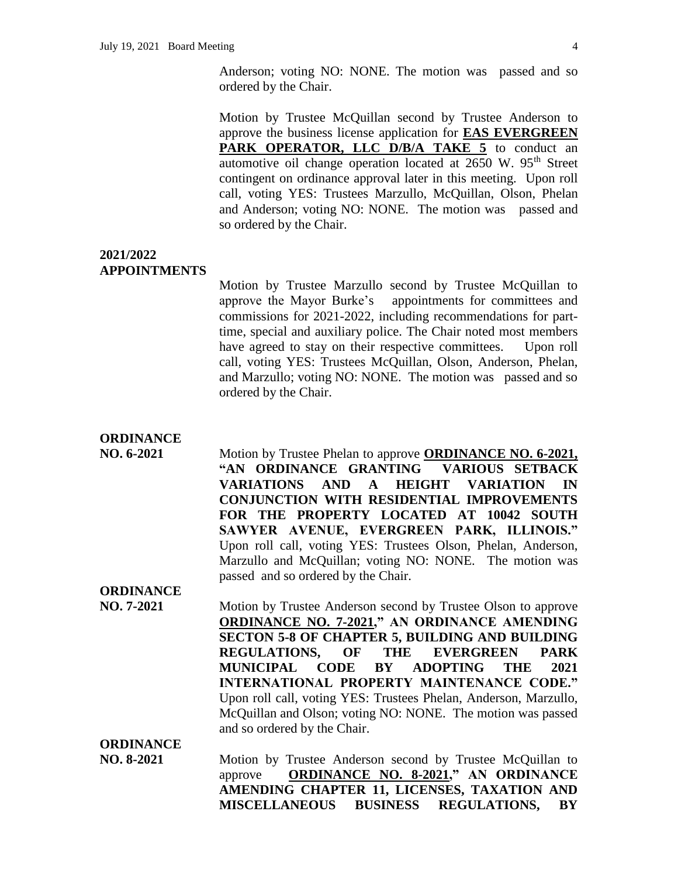Anderson; voting NO: NONE. The motion was passed and so ordered by the Chair.

Motion by Trustee McQuillan second by Trustee Anderson to approve the business license application for **EAS EVERGREEN PARK OPERATOR, LLC D/B/A TAKE 5** to conduct an automotive oil change operation located at 2650 W. 95th Street contingent on ordinance approval later in this meeting. Upon roll call, voting YES: Trustees Marzullo, McQuillan, Olson, Phelan and Anderson; voting NO: NONE. The motion was passed and so ordered by the Chair.

**2021/2022 APPOINTMENTS**

Motion by Trustee Marzullo second by Trustee McQuillan to approve the Mayor Burke's appointments for committees and commissions for 2021-2022, including recommendations for part-time, special and auxiliary police. The Chair noted most members have agreed to stay on their respective committees. Upon roll call, voting YES: Trustees McQuillan, Olson, Anderson, Phelan, and Marzullo; voting NO: NONE. The motion was passed and so ordered by the Chair.

**ORDINANCE NO. 6-2021**

Motion by Trustee Phelan to approve **ORDINANCE NO. 6-2021, "AN ORDINANCE GRANTING VARIOUS SETBACK VARIATIONS AND A HEIGHT VARIATION IN CONJUNCTION WITH RESIDENTIAL IMPROVEMENTS FOR THE PROPERTY LOCATED AT 10042 SOUTH SAWYER AVENUE, EVERGREEN PARK, ILLINOIS."** Upon roll call, voting YES: Trustees Olson, Phelan, Anderson, Marzullo and McQuillan; voting NO: NONE. The motion was passed and so ordered by the Chair.

**ORDINANCE NO. 7-2021**

Motion by Trustee Anderson second by Trustee Olson to approve **ORDINANCE NO. 7-2021," AN ORDINANCE AMENDING SECTON 5-8 OF CHAPTER 5, BUILDING AND BUILDING REGULATIONS, OF THE EVERGREEN PARK MUNICIPAL CODE BY ADOPTING THE 2021 INTERNATIONAL PROPERTY MAINTENANCE CODE."** Upon roll call, voting YES: Trustees Phelan, Anderson, Marzullo, McQuillan and Olson; voting NO: NONE. The motion was passed and so ordered by the Chair.

**ORDINANCE NO. 8-2021**

Motion by Trustee Anderson second by Trustee McQuillan to approve **ORDINANCE NO. 8-2021," AN ORDINANCE AMENDING CHAPTER 11, LICENSES, TAXATION AND MISCELLANEOUS BUSINESS REGULATIONS, BY**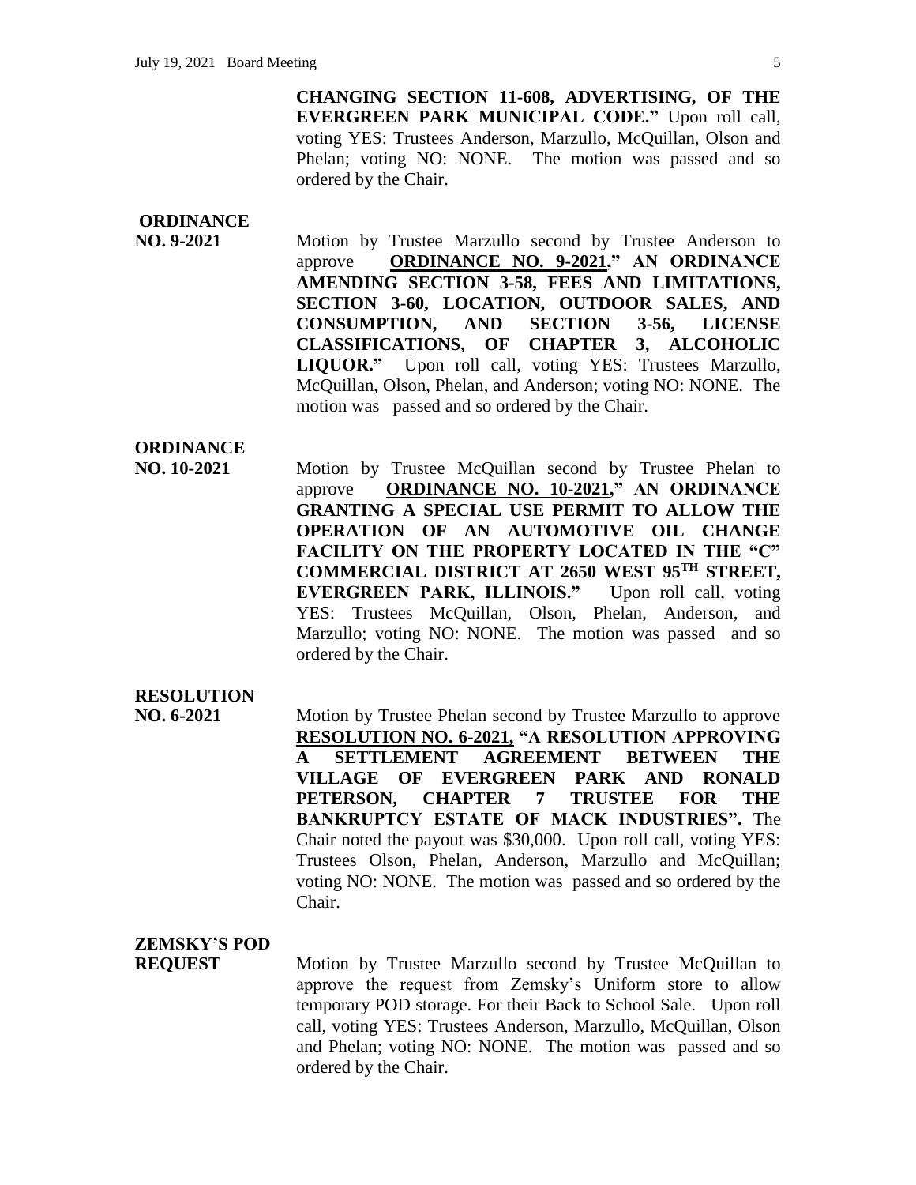**CHANGING SECTION 11-608, ADVERTISING, OF THE EVERGREEN PARK MUNICIPAL CODE."** Upon roll call, voting YES: Trustees Anderson, Marzullo, McQuillan, Olson and Phelan; voting NO: NONE. The motion was passed and so ordered by the Chair.

**ORDINANCE NO. 9-2021**

Motion by Trustee Marzullo second by Trustee Anderson to approve **<u>ORDINANCE NO. 9-2021</u>," AN ORDINANCE AMENDING SECTION 3-58, FEES AND LIMITATIONS, SECTION 3-60, LOCATION, OUTDOOR SALES, AND CONSUMPTION, AND SECTION 3-56, LICENSE CLASSIFICATIONS, OF CHAPTER 3, ALCOHOLIC LIQUOR."** Upon roll call, voting YES: Trustees Marzullo, McQuillan, Olson, Phelan, and Anderson; voting NO: NONE. The motion was passed and so ordered by the Chair.

**ORDINANCE NO. 10-2021**

Motion by Trustee McQuillan second by Trustee Phelan to approve **<u>ORDINANCE NO. 10-2021</u>," AN ORDINANCE GRANTING A SPECIAL USE PERMIT TO ALLOW THE OPERATION OF AN AUTOMOTIVE OIL CHANGE FACILITY ON THE PROPERTY LOCATED IN THE "C" COMMERCIAL DISTRICT AT 2650 WEST 95TH STREET, EVERGREEN PARK, ILLINOIS."** Upon roll call, voting YES: Trustees McQuillan, Olson, Phelan, Anderson, and Marzullo; voting NO: NONE. The motion was passed and so ordered by the Chair.

**RESOLUTION NO. 6-2021**

Motion by Trustee Phelan second by Trustee Marzullo to approve **<u>RESOLUTION NO. 6-2021,</u> "A RESOLUTION APPROVING A SETTLEMENT AGREEMENT BETWEEN THE VILLAGE OF EVERGREEN PARK AND RONALD PETERSON, CHAPTER 7 TRUSTEE FOR THE BANKRUPTCY ESTATE OF MACK INDUSTRIES".** The Chair noted the payout was $30,000. Upon roll call, voting YES: Trustees Olson, Phelan, Anderson, Marzullo and McQuillan; voting NO: NONE. The motion was passed and so ordered by the Chair.

**ZEMSKY'S POD REQUEST**

Motion by Trustee Marzullo second by Trustee McQuillan to approve the request from Zemsky's Uniform store to allow temporary POD storage. For their Back to School Sale. Upon roll call, voting YES: Trustees Anderson, Marzullo, McQuillan, Olson and Phelan; voting NO: NONE. The motion was passed and so ordered by the Chair.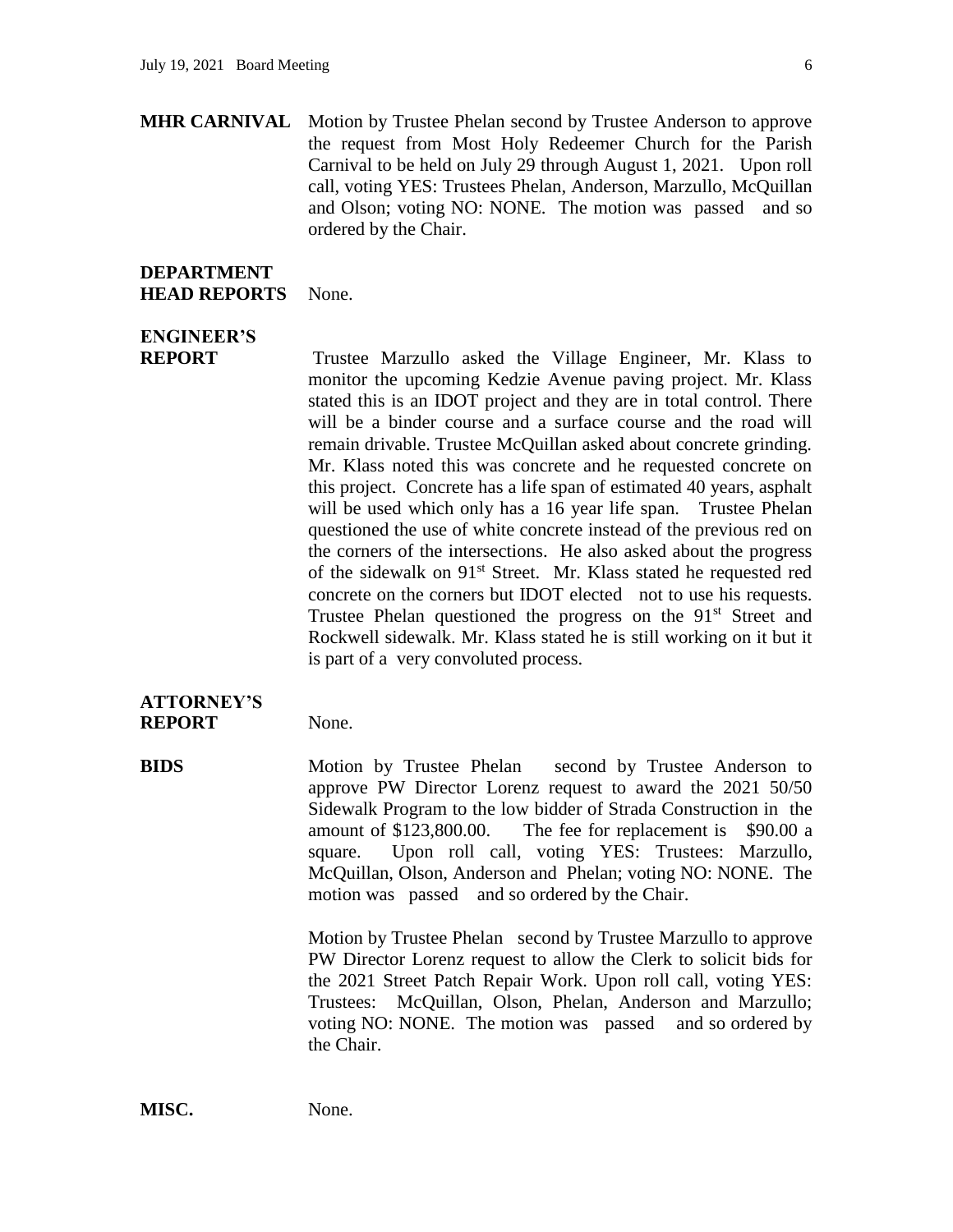**MHR CARNIVAL** Motion by Trustee Phelan second by Trustee Anderson to approve the request from Most Holy Redeemer Church for the Parish Carnival to be held on July 29 through August 1, 2021. Upon roll call, voting YES: Trustees Phelan, Anderson, Marzullo, McQuillan and Olson; voting NO: NONE. The motion was passed and so ordered by the Chair.

**DEPARTMENT HEAD REPORTS** None.

**ENGINEER'S REPORT** Trustee Marzullo asked the Village Engineer, Mr. Klass to monitor the upcoming Kedzie Avenue paving project. Mr. Klass stated this is an IDOT project and they are in total control. There will be a binder course and a surface course and the road will remain drivable. Trustee McQuillan asked about concrete grinding. Mr. Klass noted this was concrete and he requested concrete on this project. Concrete has a life span of estimated 40 years, asphalt will be used which only has a 16 year life span. Trustee Phelan questioned the use of white concrete instead of the previous red on the corners of the intersections. He also asked about the progress of the sidewalk on 91st Street. Mr. Klass stated he requested red concrete on the corners but IDOT elected not to use his requests. Trustee Phelan questioned the progress on the 91st Street and Rockwell sidewalk. Mr. Klass stated he is still working on it but it is part of a very convoluted process.

**ATTORNEY'S REPORT** None.

**BIDS** Motion by Trustee Phelan second by Trustee Anderson to approve PW Director Lorenz request to award the 2021 50/50 Sidewalk Program to the low bidder of Strada Construction in the amount of $123,800.00. The fee for replacement is $90.00 a square. Upon roll call, voting YES: Trustees: Marzullo, McQuillan, Olson, Anderson and Phelan; voting NO: NONE. The motion was passed and so ordered by the Chair.

Motion by Trustee Phelan second by Trustee Marzullo to approve PW Director Lorenz request to allow the Clerk to solicit bids for the 2021 Street Patch Repair Work. Upon roll call, voting YES: Trustees: McQuillan, Olson, Phelan, Anderson and Marzullo; voting NO: NONE. The motion was passed and so ordered by the Chair.

**MISC.** None.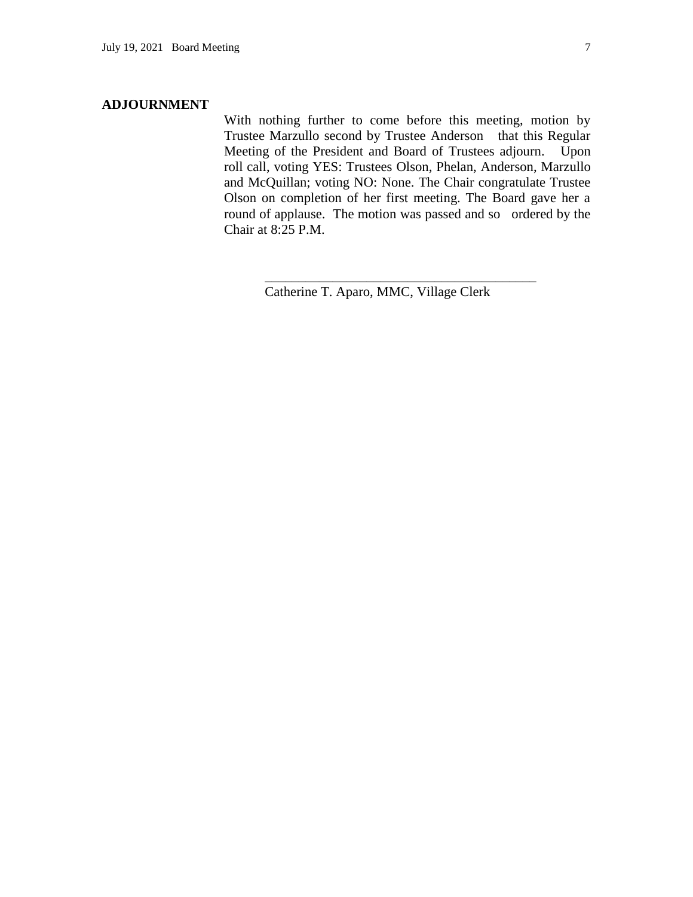**ADJOURNMENT**

With nothing further to come before this meeting, motion by Trustee Marzullo second by Trustee Anderson that this Regular Meeting of the President and Board of Trustees adjourn. Upon roll call, voting YES: Trustees Olson, Phelan, Anderson, Marzullo and McQuillan; voting NO: None. The Chair congratulate Trustee Olson on completion of her first meeting. The Board gave her a round of applause. The motion was passed and so ordered by the Chair at 8:25 P.M.

\_\_\_\_\_\_\_\_\_\_\_\_\_\_\_\_\_\_\_\_\_\_\_\_\_\_\_\_\_\_\_\_\_\_\_\_\_\_\_\_

Catherine T. Aparo, MMC, Village Clerk